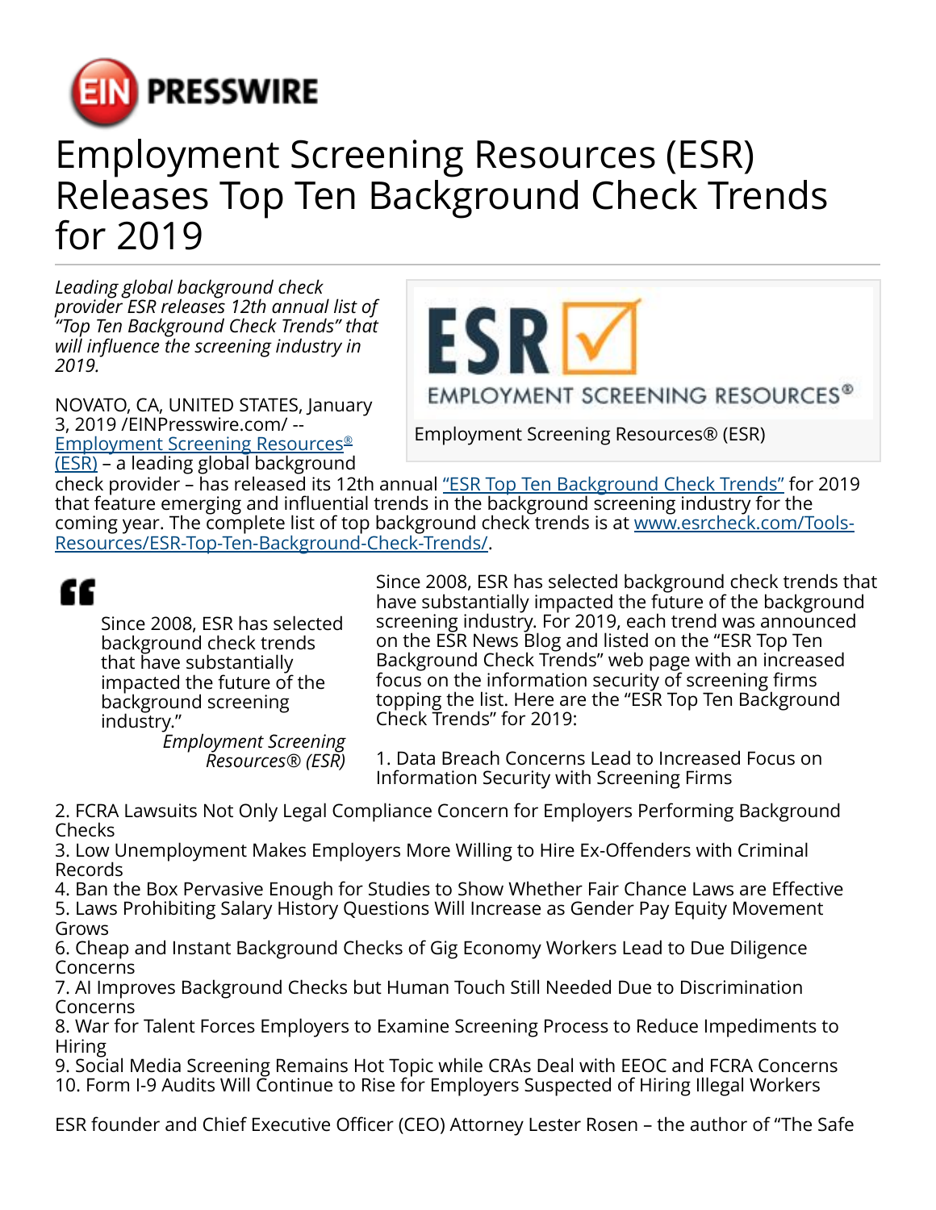# Employment Screening Resources (ESR) Releases Top Ten Background Check Trends for 2019

*Leading global background check provider ESR releases 12th annual list of "Top Ten Background Check Trends" that will influence the screening industry in 2019.*

Employment Screening Resources® (ESR)

NOVATO, CA, UNITED STATES, January 3, 2019 /EINPresswire.com/ -- Employment Screening Resources® (ESR) – a leading global background check provider – has released its 12th annual "ESR Top Ten Background Check Trends" for 2019 that feature emerging and influential trends in the background screening industry for the coming year. The complete list of top background check trends is at www.esrcheck.com/Tools-Resources/ESR-Top-Ten-Background-Check-Trends/.

> "Since 2008, ESR has selected background check trends that have substantially impacted the future of the background screening industry."
>
> *Employment Screening Resources® (ESR)*

Since 2008, ESR has selected background check trends that have substantially impacted the future of the background screening industry. For 2019, each trend was announced on the ESR News Blog and listed on the "ESR Top Ten Background Check Trends" web page with an increased focus on the information security of screening firms topping the list. Here are the "ESR Top Ten Background Check Trends" for 2019:

1. Data Breach Concerns Lead to Increased Focus on Information Security with Screening Firms
2. FCRA Lawsuits Not Only Legal Compliance Concern for Employers Performing Background Checks
3. Low Unemployment Makes Employers More Willing to Hire Ex-Offenders with Criminal Records
4. Ban the Box Pervasive Enough for Studies to Show Whether Fair Chance Laws are Effective
5. Laws Prohibiting Salary History Questions Will Increase as Gender Pay Equity Movement Grows
6. Cheap and Instant Background Checks of Gig Economy Workers Lead to Due Diligence Concerns
7. AI Improves Background Checks but Human Touch Still Needed Due to Discrimination Concerns
8. War for Talent Forces Employers to Examine Screening Process to Reduce Impediments to Hiring
9. Social Media Screening Remains Hot Topic while CRAs Deal with EEOC and FCRA Concerns
10. Form I-9 Audits Will Continue to Rise for Employers Suspected of Hiring Illegal Workers

ESR founder and Chief Executive Officer (CEO) Attorney Lester Rosen – the author of "The Safe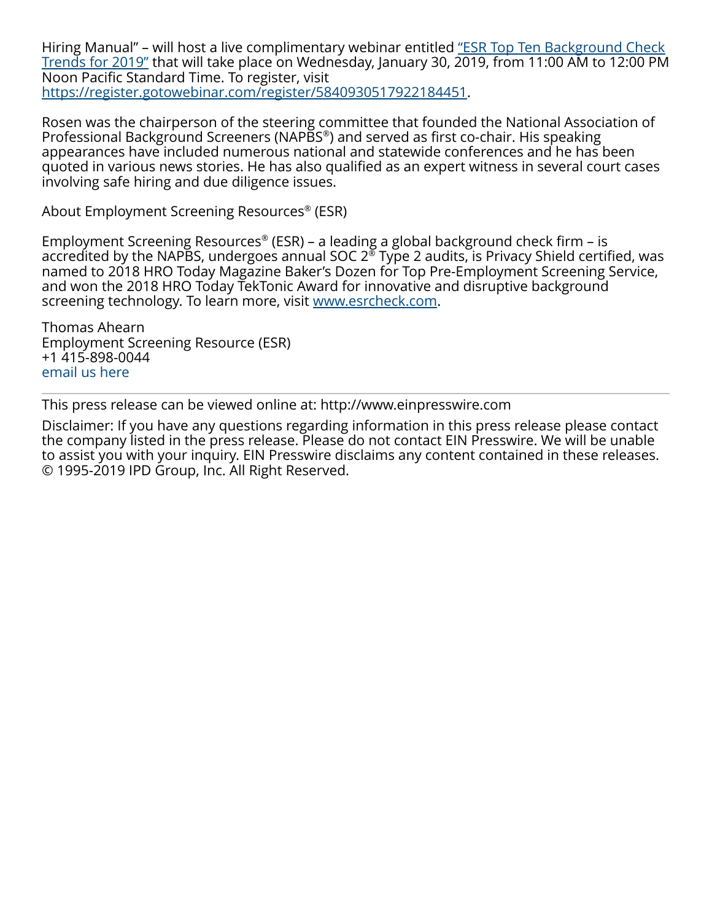Hiring Manual" – will host a live complimentary webinar entitled ["ESR Top Ten Background Check Trends for 2019"](https://register.gotowebinar.com/register/5840930517922184451) that will take place on Wednesday, January 30, 2019, from 11:00 AM to 12:00 PM Noon Pacific Standard Time. To register, visit [https://register.gotowebinar.com/register/5840930517922184451](https://register.gotowebinar.com/register/5840930517922184451).

Rosen was the chairperson of the steering committee that founded the National Association of Professional Background Screeners (NAPBS®) and served as first co-chair. His speaking appearances have included numerous national and statewide conferences and he has been quoted in various news stories. He has also qualified as an expert witness in several court cases involving safe hiring and due diligence issues.

About Employment Screening Resources® (ESR)

Employment Screening Resources® (ESR) – a leading a global background check firm – is accredited by the NAPBS, undergoes annual SOC 2® Type 2 audits, is Privacy Shield certified, was named to 2018 HRO Today Magazine Baker's Dozen for Top Pre-Employment Screening Service, and won the 2018 HRO Today TekTonic Award for innovative and disruptive background screening technology. To learn more, visit [www.esrcheck.com](http://www.esrcheck.com).

Thomas Ahearn
Employment Screening Resource (ESR)
+1 415-898-0044
email us here

---

This press release can be viewed online at: http://www.einpresswire.com

Disclaimer: If you have any questions regarding information in this press release please contact the company listed in the press release. Please do not contact EIN Presswire. We will be unable to assist you with your inquiry. EIN Presswire disclaims any content contained in these releases. © 1995-2019 IPD Group, Inc. All Right Reserved.